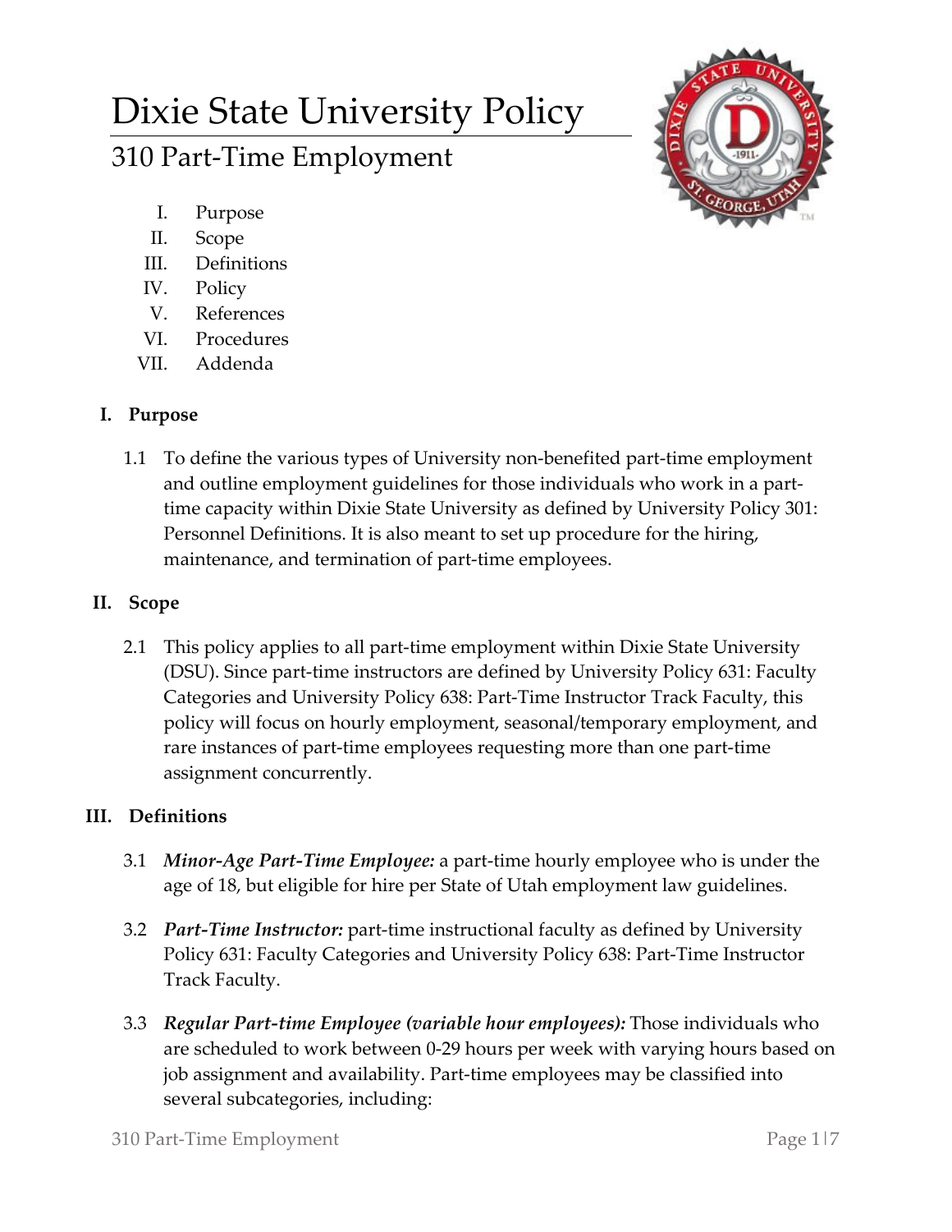# Dixie State University Policy

## 310 Part-Time Employment

I. Purpose
II. Scope
III. Definitions
IV. Policy
V. References
VI. Procedures
VII. Addenda

### I. Purpose

1.1 To define the various types of University non-benefited part-time employment and outline employment guidelines for those individuals who work in a part-time capacity within Dixie State University as defined by University Policy 301: Personnel Definitions. It is also meant to set up procedure for the hiring, maintenance, and termination of part-time employees.

### II. Scope

2.1 This policy applies to all part-time employment within Dixie State University (DSU). Since part-time instructors are defined by University Policy 631: Faculty Categories and University Policy 638: Part-Time Instructor Track Faculty, this policy will focus on hourly employment, seasonal/temporary employment, and rare instances of part-time employees requesting more than one part-time assignment concurrently.

### III. Definitions

3.1 ***Minor-Age Part-Time Employee:*** a part-time hourly employee who is under the age of 18, but eligible for hire per State of Utah employment law guidelines.

3.2 ***Part-Time Instructor:*** part-time instructional faculty as defined by University Policy 631: Faculty Categories and University Policy 638: Part-Time Instructor Track Faculty.

3.3 ***Regular Part-time Employee (variable hour employees):*** Those individuals who are scheduled to work between 0-29 hours per week with varying hours based on job assignment and availability. Part-time employees may be classified into several subcategories, including: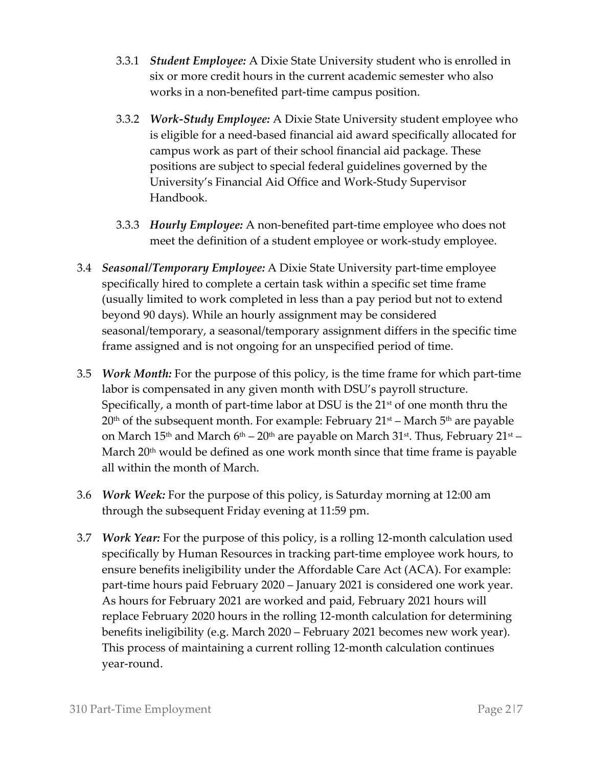3.3.1 ***Student Employee:*** A Dixie State University student who is enrolled in six or more credit hours in the current academic semester who also works in a non-benefited part-time campus position.

3.3.2 ***Work-Study Employee:*** A Dixie State University student employee who is eligible for a need-based financial aid award specifically allocated for campus work as part of their school financial aid package. These positions are subject to special federal guidelines governed by the University's Financial Aid Office and Work-Study Supervisor Handbook.

3.3.3 ***Hourly Employee:*** A non-benefited part-time employee who does not meet the definition of a student employee or work-study employee.

3.4 ***Seasonal/Temporary Employee:*** A Dixie State University part-time employee specifically hired to complete a certain task within a specific set time frame (usually limited to work completed in less than a pay period but not to extend beyond 90 days). While an hourly assignment may be considered seasonal/temporary, a seasonal/temporary assignment differs in the specific time frame assigned and is not ongoing for an unspecified period of time.

3.5 ***Work Month:*** For the purpose of this policy, is the time frame for which part-time labor is compensated in any given month with DSU's payroll structure. Specifically, a month of part-time labor at DSU is the 21st of one month thru the 20th of the subsequent month. For example: February 21st – March 5th are payable on March 15th and March 6th – 20th are payable on March 31st. Thus, February 21st – March 20th would be defined as one work month since that time frame is payable all within the month of March.

3.6 ***Work Week:*** For the purpose of this policy, is Saturday morning at 12:00 am through the subsequent Friday evening at 11:59 pm.

3.7 ***Work Year:*** For the purpose of this policy, is a rolling 12-month calculation used specifically by Human Resources in tracking part-time employee work hours, to ensure benefits ineligibility under the Affordable Care Act (ACA). For example: part-time hours paid February 2020 – January 2021 is considered one work year. As hours for February 2021 are worked and paid, February 2021 hours will replace February 2020 hours in the rolling 12-month calculation for determining benefits ineligibility (e.g. March 2020 – February 2021 becomes new work year). This process of maintaining a current rolling 12-month calculation continues year-round.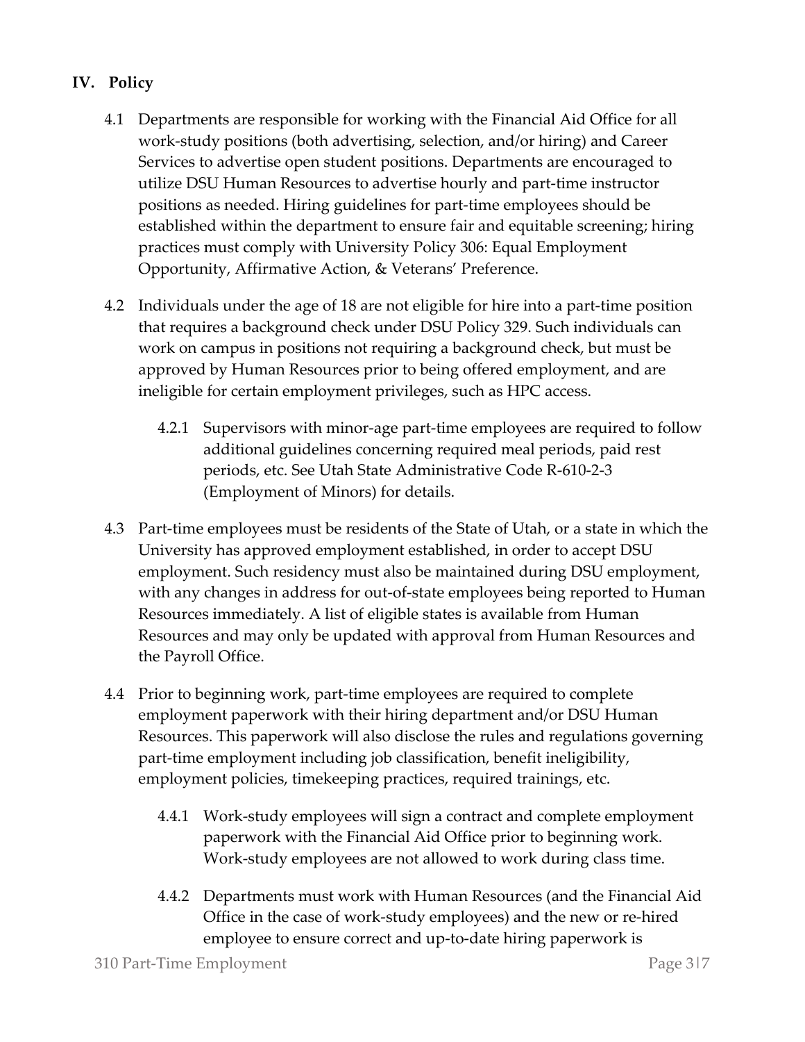## IV. Policy

4.1 Departments are responsible for working with the Financial Aid Office for all work-study positions (both advertising, selection, and/or hiring) and Career Services to advertise open student positions. Departments are encouraged to utilize DSU Human Resources to advertise hourly and part-time instructor positions as needed. Hiring guidelines for part-time employees should be established within the department to ensure fair and equitable screening; hiring practices must comply with University Policy 306: Equal Employment Opportunity, Affirmative Action, & Veterans' Preference.

4.2 Individuals under the age of 18 are not eligible for hire into a part-time position that requires a background check under DSU Policy 329. Such individuals can work on campus in positions not requiring a background check, but must be approved by Human Resources prior to being offered employment, and are ineligible for certain employment privileges, such as HPC access.

4.2.1 Supervisors with minor-age part-time employees are required to follow additional guidelines concerning required meal periods, paid rest periods, etc. See Utah State Administrative Code R-610-2-3 (Employment of Minors) for details.

4.3 Part-time employees must be residents of the State of Utah, or a state in which the University has approved employment established, in order to accept DSU employment. Such residency must also be maintained during DSU employment, with any changes in address for out-of-state employees being reported to Human Resources immediately. A list of eligible states is available from Human Resources and may only be updated with approval from Human Resources and the Payroll Office.

4.4 Prior to beginning work, part-time employees are required to complete employment paperwork with their hiring department and/or DSU Human Resources. This paperwork will also disclose the rules and regulations governing part-time employment including job classification, benefit ineligibility, employment policies, timekeeping practices, required trainings, etc.

4.4.1 Work-study employees will sign a contract and complete employment paperwork with the Financial Aid Office prior to beginning work. Work-study employees are not allowed to work during class time.

4.4.2 Departments must work with Human Resources (and the Financial Aid Office in the case of work-study employees) and the new or re-hired employee to ensure correct and up-to-date hiring paperwork is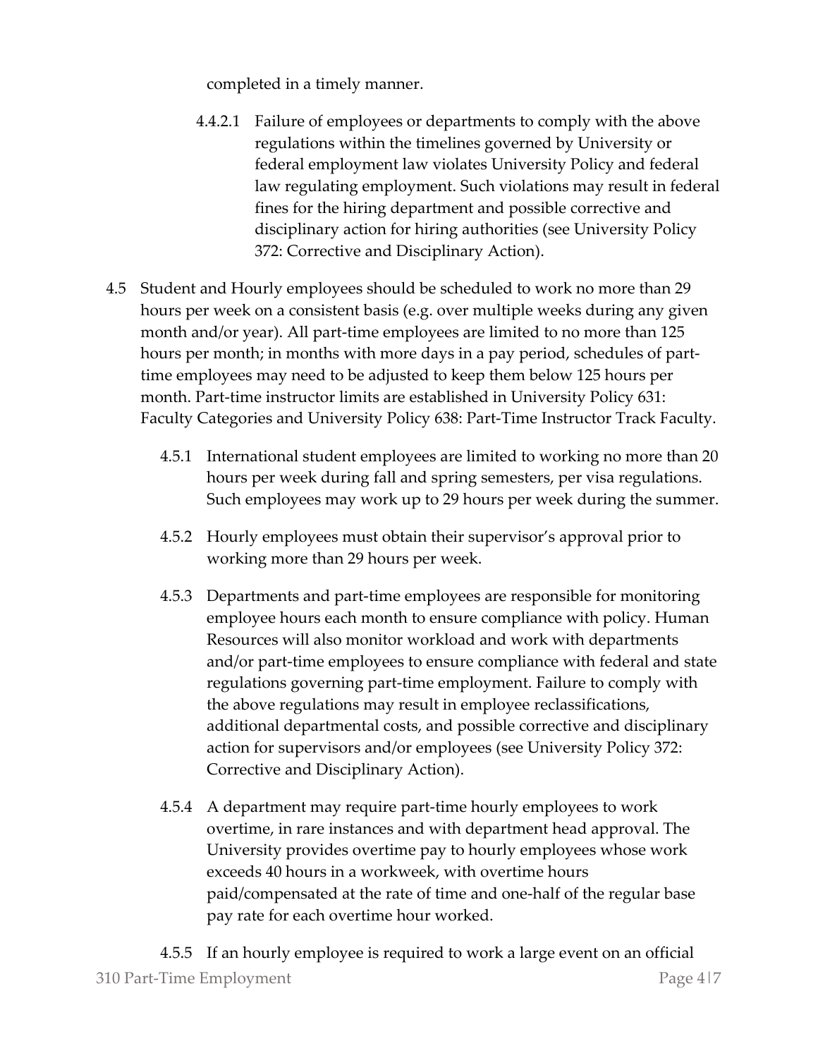completed in a timely manner.

4.4.2.1 Failure of employees or departments to comply with the above regulations within the timelines governed by University or federal employment law violates University Policy and federal law regulating employment. Such violations may result in federal fines for the hiring department and possible corrective and disciplinary action for hiring authorities (see University Policy 372: Corrective and Disciplinary Action).

4.5 Student and Hourly employees should be scheduled to work no more than 29 hours per week on a consistent basis (e.g. over multiple weeks during any given month and/or year). All part-time employees are limited to no more than 125 hours per month; in months with more days in a pay period, schedules of part-time employees may need to be adjusted to keep them below 125 hours per month. Part-time instructor limits are established in University Policy 631: Faculty Categories and University Policy 638: Part-Time Instructor Track Faculty.

4.5.1 International student employees are limited to working no more than 20 hours per week during fall and spring semesters, per visa regulations. Such employees may work up to 29 hours per week during the summer.

4.5.2 Hourly employees must obtain their supervisor's approval prior to working more than 29 hours per week.

4.5.3 Departments and part-time employees are responsible for monitoring employee hours each month to ensure compliance with policy. Human Resources will also monitor workload and work with departments and/or part-time employees to ensure compliance with federal and state regulations governing part-time employment. Failure to comply with the above regulations may result in employee reclassifications, additional departmental costs, and possible corrective and disciplinary action for supervisors and/or employees (see University Policy 372: Corrective and Disciplinary Action).

4.5.4 A department may require part-time hourly employees to work overtime, in rare instances and with department head approval. The University provides overtime pay to hourly employees whose work exceeds 40 hours in a workweek, with overtime hours paid/compensated at the rate of time and one-half of the regular base pay rate for each overtime hour worked.

4.5.5 If an hourly employee is required to work a large event on an official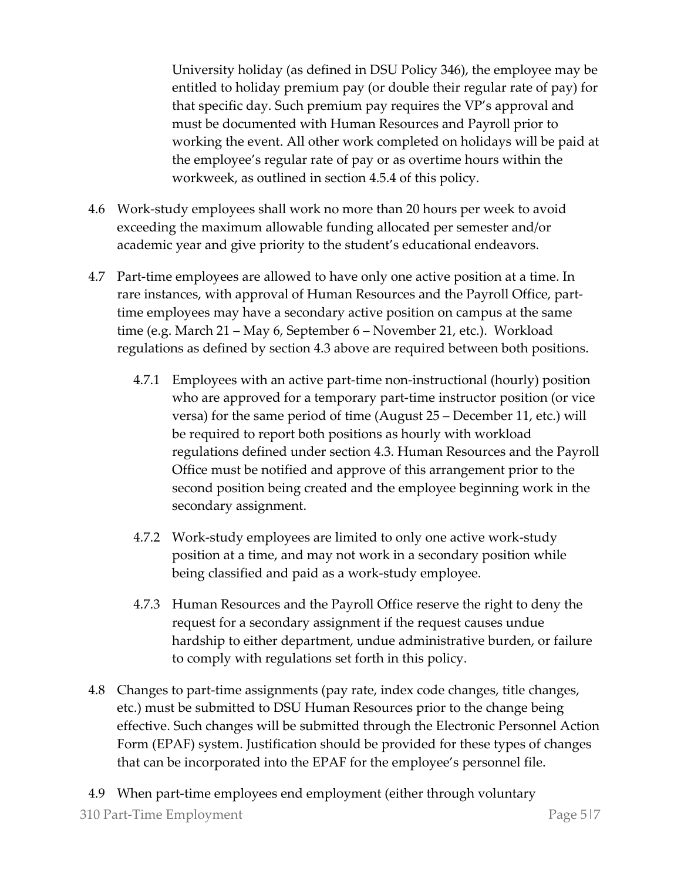University holiday (as defined in DSU Policy 346), the employee may be entitled to holiday premium pay (or double their regular rate of pay) for that specific day. Such premium pay requires the VP's approval and must be documented with Human Resources and Payroll prior to working the event. All other work completed on holidays will be paid at the employee's regular rate of pay or as overtime hours within the workweek, as outlined in section 4.5.4 of this policy.

4.6 Work-study employees shall work no more than 20 hours per week to avoid exceeding the maximum allowable funding allocated per semester and/or academic year and give priority to the student's educational endeavors.

4.7 Part-time employees are allowed to have only one active position at a time. In rare instances, with approval of Human Resources and the Payroll Office, part-time employees may have a secondary active position on campus at the same time (e.g. March 21 – May 6, September 6 – November 21, etc.). Workload regulations as defined by section 4.3 above are required between both positions.

4.7.1 Employees with an active part-time non-instructional (hourly) position who are approved for a temporary part-time instructor position (or vice versa) for the same period of time (August 25 – December 11, etc.) will be required to report both positions as hourly with workload regulations defined under section 4.3. Human Resources and the Payroll Office must be notified and approve of this arrangement prior to the second position being created and the employee beginning work in the secondary assignment.

4.7.2 Work-study employees are limited to only one active work-study position at a time, and may not work in a secondary position while being classified and paid as a work-study employee.

4.7.3 Human Resources and the Payroll Office reserve the right to deny the request for a secondary assignment if the request causes undue hardship to either department, undue administrative burden, or failure to comply with regulations set forth in this policy.

4.8 Changes to part-time assignments (pay rate, index code changes, title changes, etc.) must be submitted to DSU Human Resources prior to the change being effective. Such changes will be submitted through the Electronic Personnel Action Form (EPAF) system. Justification should be provided for these types of changes that can be incorporated into the EPAF for the employee's personnel file.

4.9 When part-time employees end employment (either through voluntary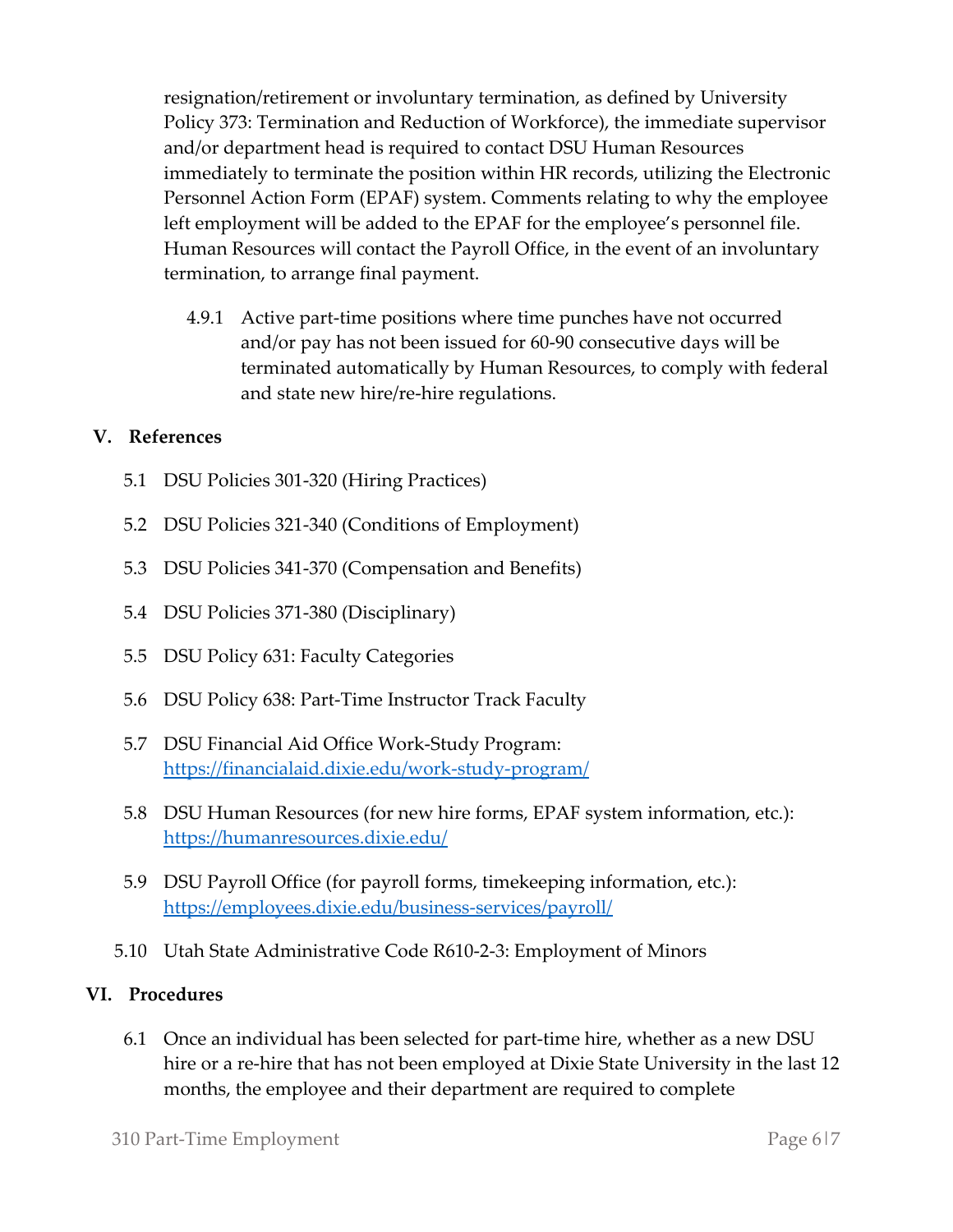resignation/retirement or involuntary termination, as defined by University Policy 373: Termination and Reduction of Workforce), the immediate supervisor and/or department head is required to contact DSU Human Resources immediately to terminate the position within HR records, utilizing the Electronic Personnel Action Form (EPAF) system. Comments relating to why the employee left employment will be added to the EPAF for the employee's personnel file. Human Resources will contact the Payroll Office, in the event of an involuntary termination, to arrange final payment.

4.9.1 Active part-time positions where time punches have not occurred and/or pay has not been issued for 60-90 consecutive days will be terminated automatically by Human Resources, to comply with federal and state new hire/re-hire regulations.

## V. References

5.1 DSU Policies 301-320 (Hiring Practices)

5.2 DSU Policies 321-340 (Conditions of Employment)

5.3 DSU Policies 341-370 (Compensation and Benefits)

5.4 DSU Policies 371-380 (Disciplinary)

5.5 DSU Policy 631: Faculty Categories

5.6 DSU Policy 638: Part-Time Instructor Track Faculty

5.7 DSU Financial Aid Office Work-Study Program: https://financialaid.dixie.edu/work-study-program/

5.8 DSU Human Resources (for new hire forms, EPAF system information, etc.): https://humanresources.dixie.edu/

5.9 DSU Payroll Office (for payroll forms, timekeeping information, etc.): https://employees.dixie.edu/business-services/payroll/

5.10 Utah State Administrative Code R610-2-3: Employment of Minors

## VI. Procedures

6.1 Once an individual has been selected for part-time hire, whether as a new DSU hire or a re-hire that has not been employed at Dixie State University in the last 12 months, the employee and their department are required to complete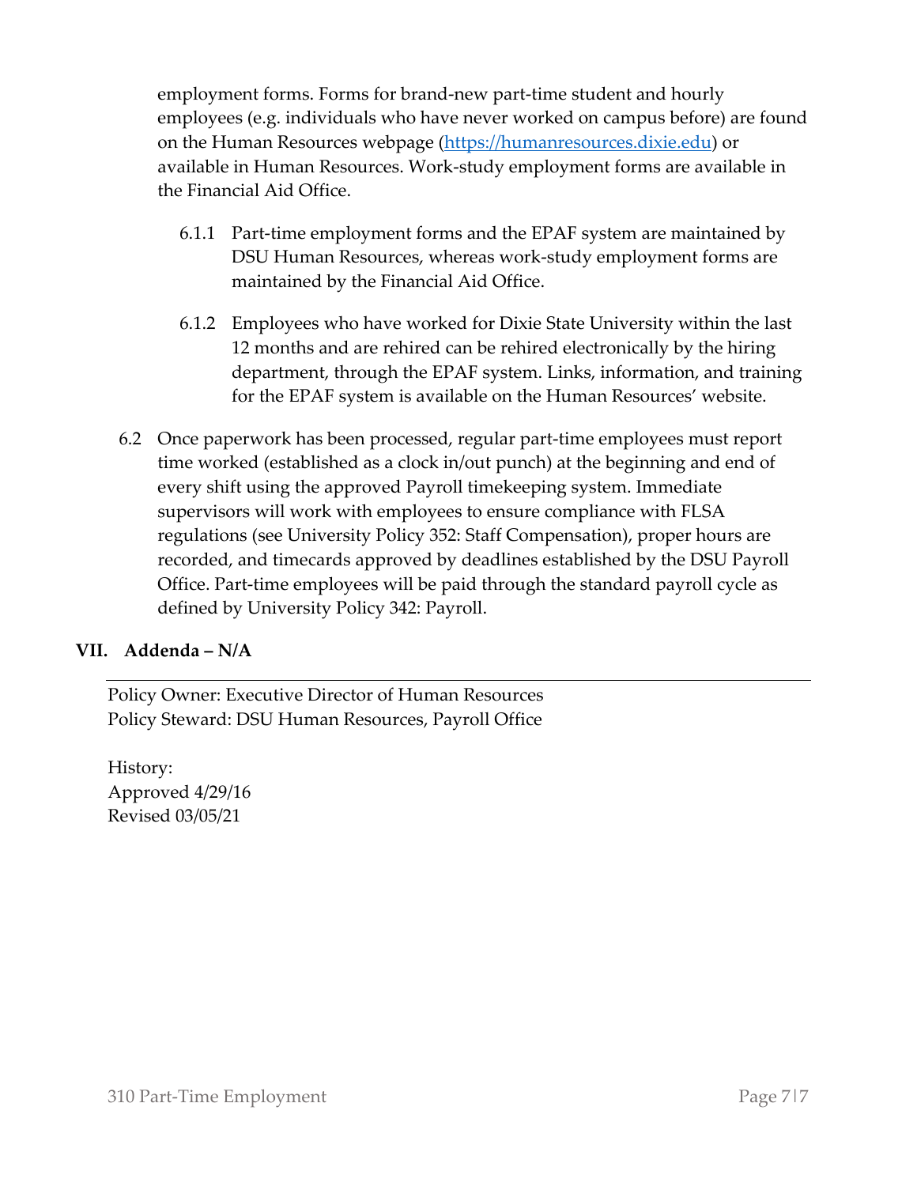employment forms. Forms for brand-new part-time student and hourly employees (e.g. individuals who have never worked on campus before) are found on the Human Resources webpage ([https://humanresources.dixie.edu](https://humanresources.dixie.edu)) or available in Human Resources. Work-study employment forms are available in the Financial Aid Office.

6.1.1 Part-time employment forms and the EPAF system are maintained by DSU Human Resources, whereas work-study employment forms are maintained by the Financial Aid Office.

6.1.2 Employees who have worked for Dixie State University within the last 12 months and are rehired can be rehired electronically by the hiring department, through the EPAF system. Links, information, and training for the EPAF system is available on the Human Resources' website.

6.2 Once paperwork has been processed, regular part-time employees must report time worked (established as a clock in/out punch) at the beginning and end of every shift using the approved Payroll timekeeping system. Immediate supervisors will work with employees to ensure compliance with FLSA regulations (see University Policy 352: Staff Compensation), proper hours are recorded, and timecards approved by deadlines established by the DSU Payroll Office. Part-time employees will be paid through the standard payroll cycle as defined by University Policy 342: Payroll.

## VII. Addenda – N/A

---

Policy Owner: Executive Director of Human Resources
Policy Steward: DSU Human Resources, Payroll Office

History:
Approved 4/29/16
Revised 03/05/21